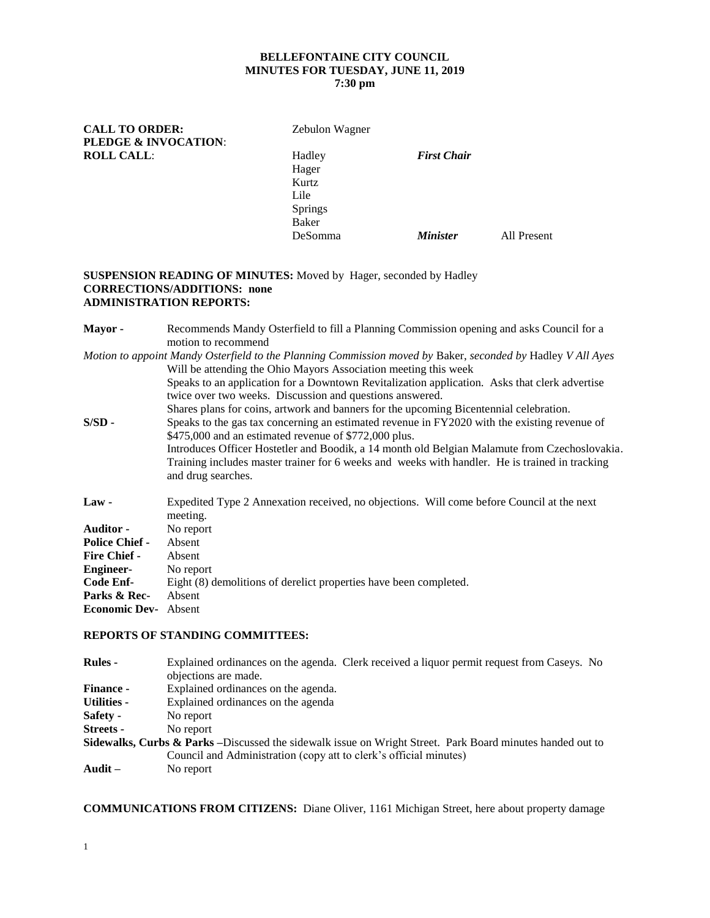**BELLEFONTAINE CITY COUNCIL**
**MINUTES FOR TUESDAY, JUNE 11, 2019**
**7:30 pm**

**CALL TO ORDER:** Zebulon Wagner
**PLEDGE & INVOCATION**:
**ROLL CALL**:

| | | |
|---|---|---|
| Hadley | ***First Chair*** | |
| Hager | | |
| Kurtz | | |
| Lile | | |
| Springs | | |
| Baker | | |
| DeSomma | ***Minister*** | All Present |

**SUSPENSION READING OF MINUTES:** Moved by Hager, seconded by Hadley
**CORRECTIONS/ADDITIONS: none**
**ADMINISTRATION REPORTS:**

**Mayor -** Recommends Mandy Osterfield to fill a Planning Commission opening and asks Council for a motion to recommend

*Motion to appoint Mandy Osterfield to the Planning Commission moved by* Baker, *seconded by* Hadley *V All Ayes*

Will be attending the Ohio Mayors Association meeting this week

Speaks to an application for a Downtown Revitalization application. Asks that clerk advertise twice over two weeks. Discussion and questions answered.

Shares plans for coins, artwork and banners for the upcoming Bicentennial celebration.

**S/SD -** Speaks to the gas tax concerning an estimated revenue in FY2020 with the existing revenue of $475,000 and an estimated revenue of $772,000 plus.

Introduces Officer Hostetler and Boodik, a 14 month old Belgian Malamute from Czechoslovakia. Training includes master trainer for 6 weeks and weeks with handler. He is trained in tracking and drug searches.

**Law -** Expedited Type 2 Annexation received, no objections. Will come before Council at the next meeting.

**Auditor -** No report
**Police Chief -** Absent
**Fire Chief -** Absent
**Engineer-** No report
**Code Enf-** Eight (8) demolitions of derelict properties have been completed.
**Parks & Rec-** Absent
**Economic Dev-** Absent

**REPORTS OF STANDING COMMITTEES:**

**Rules -** Explained ordinances on the agenda. Clerk received a liquor permit request from Caseys. No objections are made.
**Finance -** Explained ordinances on the agenda.
**Utilities -** Explained ordinances on the agenda
**Safety -** No report
**Streets -** No report
**Sidewalks, Curbs & Parks** –Discussed the sidewalk issue on Wright Street. Park Board minutes handed out to Council and Administration (copy att to clerk's official minutes)
**Audit –** No report

**COMMUNICATIONS FROM CITIZENS:** Diane Oliver, 1161 Michigan Street, here about property damage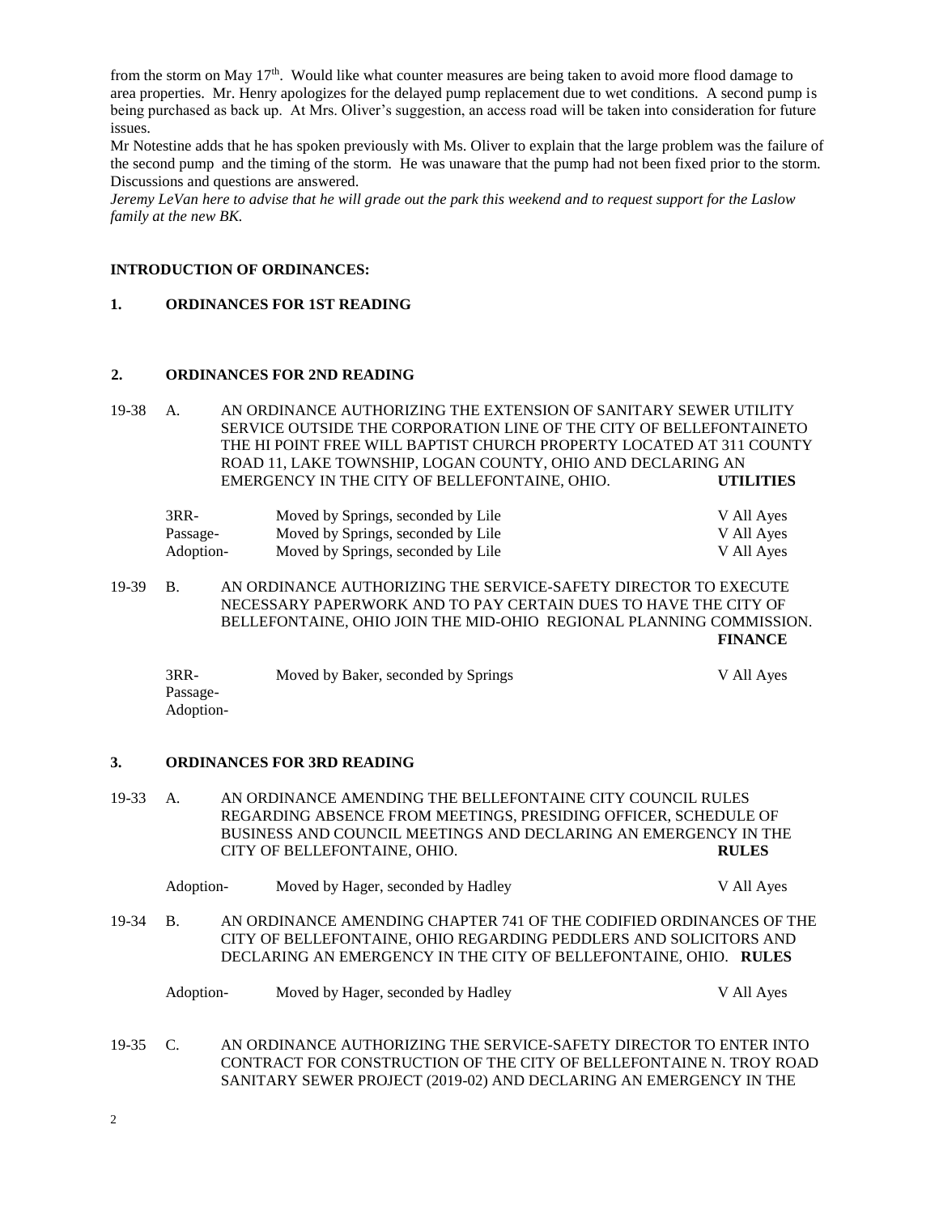from the storm on May 17th. Would like what counter measures are being taken to avoid more flood damage to area properties. Mr. Henry apologizes for the delayed pump replacement due to wet conditions. A second pump is being purchased as back up. At Mrs. Oliver's suggestion, an access road will be taken into consideration for future issues.

Mr Notestine adds that he has spoken previously with Ms. Oliver to explain that the large problem was the failure of the second pump and the timing of the storm. He was unaware that the pump had not been fixed prior to the storm. Discussions and questions are answered.

*Jeremy LeVan here to advise that he will grade out the park this weekend and to request support for the Laslow family at the new BK.*

**INTRODUCTION OF ORDINANCES:**

**1. ORDINANCES FOR 1ST READING**

**2. ORDINANCES FOR 2ND READING**

19-38 A. AN ORDINANCE AUTHORIZING THE EXTENSION OF SANITARY SEWER UTILITY SERVICE OUTSIDE THE CORPORATION LINE OF THE CITY OF BELLEFONTAINETO THE HI POINT FREE WILL BAPTIST CHURCH PROPERTY LOCATED AT 311 COUNTY ROAD 11, LAKE TOWNSHIP, LOGAN COUNTY, OHIO AND DECLARING AN EMERGENCY IN THE CITY OF BELLEFONTAINE, OHIO. **UTILITIES**

| | | |
|---|---|---|
| 3RR- | Moved by Springs, seconded by Lile | V All Ayes |
| Passage- | Moved by Springs, seconded by Lile | V All Ayes |
| Adoption- | Moved by Springs, seconded by Lile | V All Ayes |

19-39 B. AN ORDINANCE AUTHORIZING THE SERVICE-SAFETY DIRECTOR TO EXECUTE NECESSARY PAPERWORK AND TO PAY CERTAIN DUES TO HAVE THE CITY OF BELLEFONTAINE, OHIO JOIN THE MID-OHIO REGIONAL PLANNING COMMISSION. **FINANCE**

| | | |
|---|---|---|
| 3RR- | Moved by Baker, seconded by Springs | V All Ayes |
| Passage- | | |
| Adoption- | | |

**3. ORDINANCES FOR 3RD READING**

19-33 A. AN ORDINANCE AMENDING THE BELLEFONTAINE CITY COUNCIL RULES REGARDING ABSENCE FROM MEETINGS, PRESIDING OFFICER, SCHEDULE OF BUSINESS AND COUNCIL MEETINGS AND DECLARING AN EMERGENCY IN THE CITY OF BELLEFONTAINE, OHIO. **RULES**

| | | |
|---|---|---|
| Adoption- | Moved by Hager, seconded by Hadley | V All Ayes |

19-34 B. AN ORDINANCE AMENDING CHAPTER 741 OF THE CODIFIED ORDINANCES OF THE CITY OF BELLEFONTAINE, OHIO REGARDING PEDDLERS AND SOLICITORS AND DECLARING AN EMERGENCY IN THE CITY OF BELLEFONTAINE, OHIO. **RULES**

| | | |
|---|---|---|
| Adoption- | Moved by Hager, seconded by Hadley | V All Ayes |

19-35 C. AN ORDINANCE AUTHORIZING THE SERVICE-SAFETY DIRECTOR TO ENTER INTO CONTRACT FOR CONSTRUCTION OF THE CITY OF BELLEFONTAINE N. TROY ROAD SANITARY SEWER PROJECT (2019-02) AND DECLARING AN EMERGENCY IN THE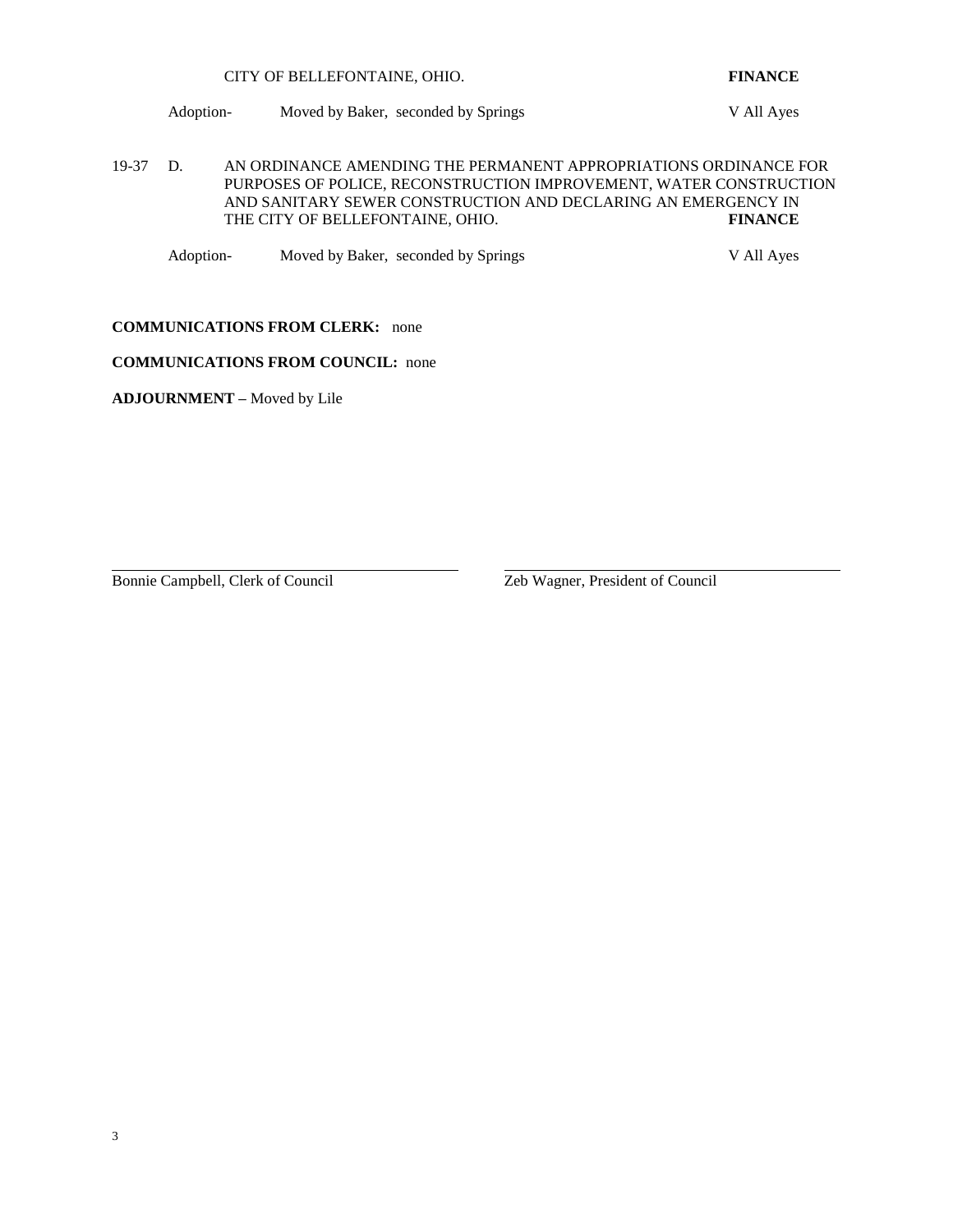CITY OF BELLEFONTAINE, OHIO. **FINANCE**

Adoption- Moved by Baker, seconded by Springs V All Ayes

19-37 D. AN ORDINANCE AMENDING THE PERMANENT APPROPRIATIONS ORDINANCE FOR PURPOSES OF POLICE, RECONSTRUCTION IMPROVEMENT, WATER CONSTRUCTION AND SANITARY SEWER CONSTRUCTION AND DECLARING AN EMERGENCY IN THE CITY OF BELLEFONTAINE, OHIO. **FINANCE**

Adoption- Moved by Baker, seconded by Springs V All Ayes

**COMMUNICATIONS FROM CLERK:** none

**COMMUNICATIONS FROM COUNCIL:** none

**ADJOURNMENT –** Moved by Lile

Bonnie Campbell, Clerk of Council

Zeb Wagner, President of Council